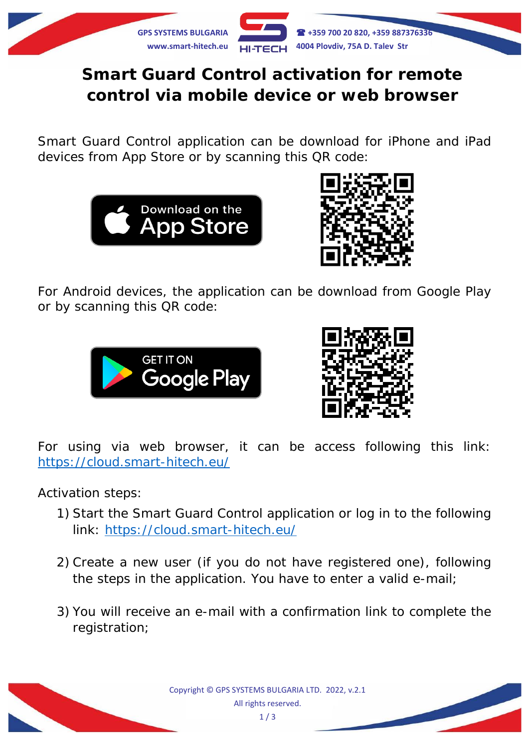# Smart Guard Control activation for remote control via mobile device or web browser

Smart Guard Control application can be download for iPhone and iPad devices from App Store or by scanning this QR code:

For Android devices, the application can be download from Google Play or by scanning this QR code:

For using via web browser, it can be access following this link: https://cloud.smart-hitech.eu/

Activation steps:

1) Start the Smart Guard Control application or log in to the following link: https://cloud.smart-hitech.eu/

2) Create a new user (if you do not have registered one), following the steps in the application. You have to enter a valid e-mail;

3) You will receive an e-mail with a confirmation link to complete the registration;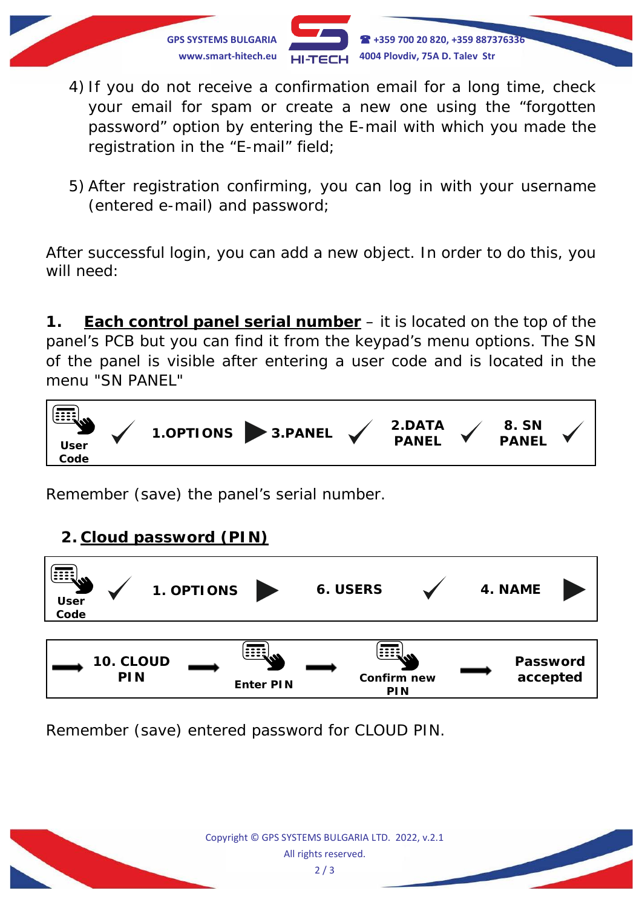4) If you do not receive a confirmation email for a long time, check your email for spam or create a new one using the “forgotten password” option by entering the E-mail with which you made the registration in the “E-mail” field;

5) After registration confirming, you can log in with your username (entered e-mail) and password;

After successful login, you can add a new object. In order to do this, you will need:

**1. <u>Each control panel serial number</u>** – it is located on the top of the panel’s PCB but you can find it from the keypad’s menu options. The SN of the panel is visible after entering a user code and is located in the menu "SN PANEL"

| User Code | ✓ | 1.OPTIONS | ▶ | 3.PANEL | ✓ | 2.DATA PANEL | ✓ | 8. SN PANEL | ✓ |
|---|---|---|---|---|---|---|---|---|---|

Remember (save) the panel’s serial number.

## 2. <u>Cloud password (PIN)</u>

| User Code | ✓ | 1. OPTIONS | ▶ | 6. USERS | ✓ | 4. NAME | ▶ |
|---|---|---|---|---|---|---|---|

| → | 10. CLOUD PIN | → | Enter PIN | → | Confirm new PIN | → | Password accepted |
|---|---|---|---|---|---|---|---|

Remember (save) entered password for CLOUD PIN.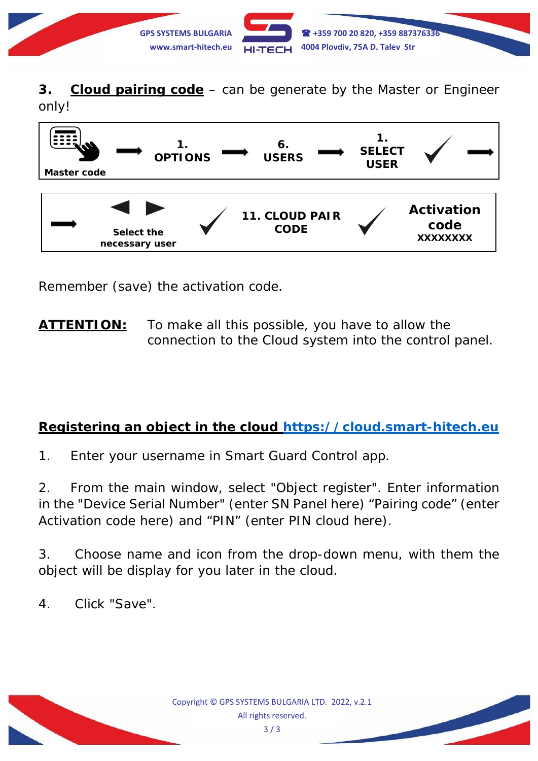**3. <u>Cloud pairing code</u>** – can be generate by the Master or Engineer only!

| | | | | | | | | |
|---|---|---|---|---|---|---|---|---|
| Master code | ➞ | **1. OPTIONS** | ➞ | **6. USERS** | ➞ | **1. SELECT USER** | ✓ | ➞ |

| | | | | | | |
|---|---|---|---|---|---|---|
| ➞ | ◀ ▶ **Select the necessary user** | ✓ | **11. CLOUD PAIR CODE** | ✓ | **Activation code XXXXXXXX** |

Remember (save) the activation code.

**<u>ATTENTION:</u>** To make all this possible, you have to allow the connection to the Cloud system into the control panel.

## <u>Registering an object in the cloud https://cloud.smart-hitech.eu</u>

1. Enter your username in Smart Guard Control app.

2. From the main window, select "Object register". Enter information in the "Device Serial Number" (enter SN Panel here) "Pairing code" (enter Activation code here) and "PIN" (enter PIN cloud here).

3. Choose name and icon from the drop-down menu, with them the object will be display for you later in the cloud.

4. Click "Save".